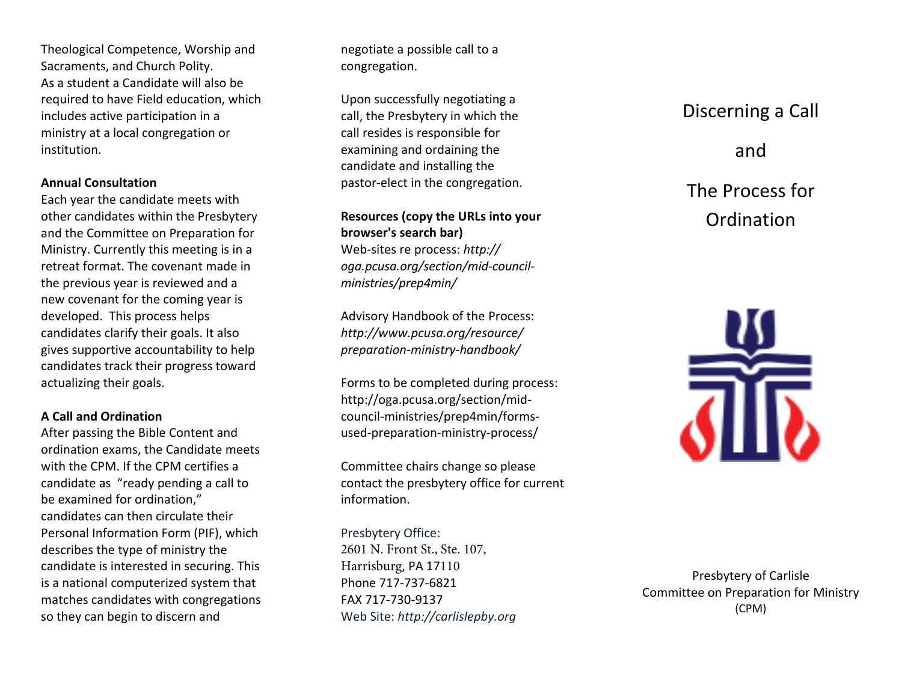Theological Competence, Worship and Sacraments, and Church Polity.
As a student a Candidate will also be required to have Field education, which includes active participation in a ministry at a local congregation or institution.

**Annual Consultation**
Each year the candidate meets with other candidates within the Presbytery and the Committee on Preparation for Ministry. Currently this meeting is in a retreat format. The covenant made in the previous year is reviewed and a new covenant for the coming year is developed. This process helps candidates clarify their goals. It also gives supportive accountability to help candidates track their progress toward actualizing their goals.

**A Call and Ordination**
After passing the Bible Content and ordination exams, the Candidate meets with the CPM. If the CPM certifies a candidate as "ready pending a call to be examined for ordination," candidates can then circulate their Personal Information Form (PIF), which describes the type of ministry the candidate is interested in securing. This is a national computerized system that matches candidates with congregations so they can begin to discern and negotiate a possible call to a congregation.

Upon successfully negotiating a call, the Presbytery in which the call resides is responsible for examining and ordaining the candidate and installing the pastor-elect in the congregation.

**Resources (copy the URLs into your browser's search bar)**
Web-sites re process: *http://oga.pcusa.org/section/mid-council-ministries/prep4min/*

Advisory Handbook of the Process: *http://www.pcusa.org/resource/preparation-ministry-handbook/*

Forms to be completed during process: http://oga.pcusa.org/section/mid-council-ministries/prep4min/forms-used-preparation-ministry-process/

Committee chairs change so please contact the presbytery office for current information.

Presbytery Office:
2601 N. Front St., Ste. 107,
Harrisburg, PA 17110
Phone 717-737-6821
FAX 717-730-9137
Web Site: *http://carlislepby.org*

# Discerning a Call and The Process for Ordination

Presbytery of Carlisle
Committee on Preparation for Ministry
(CPM)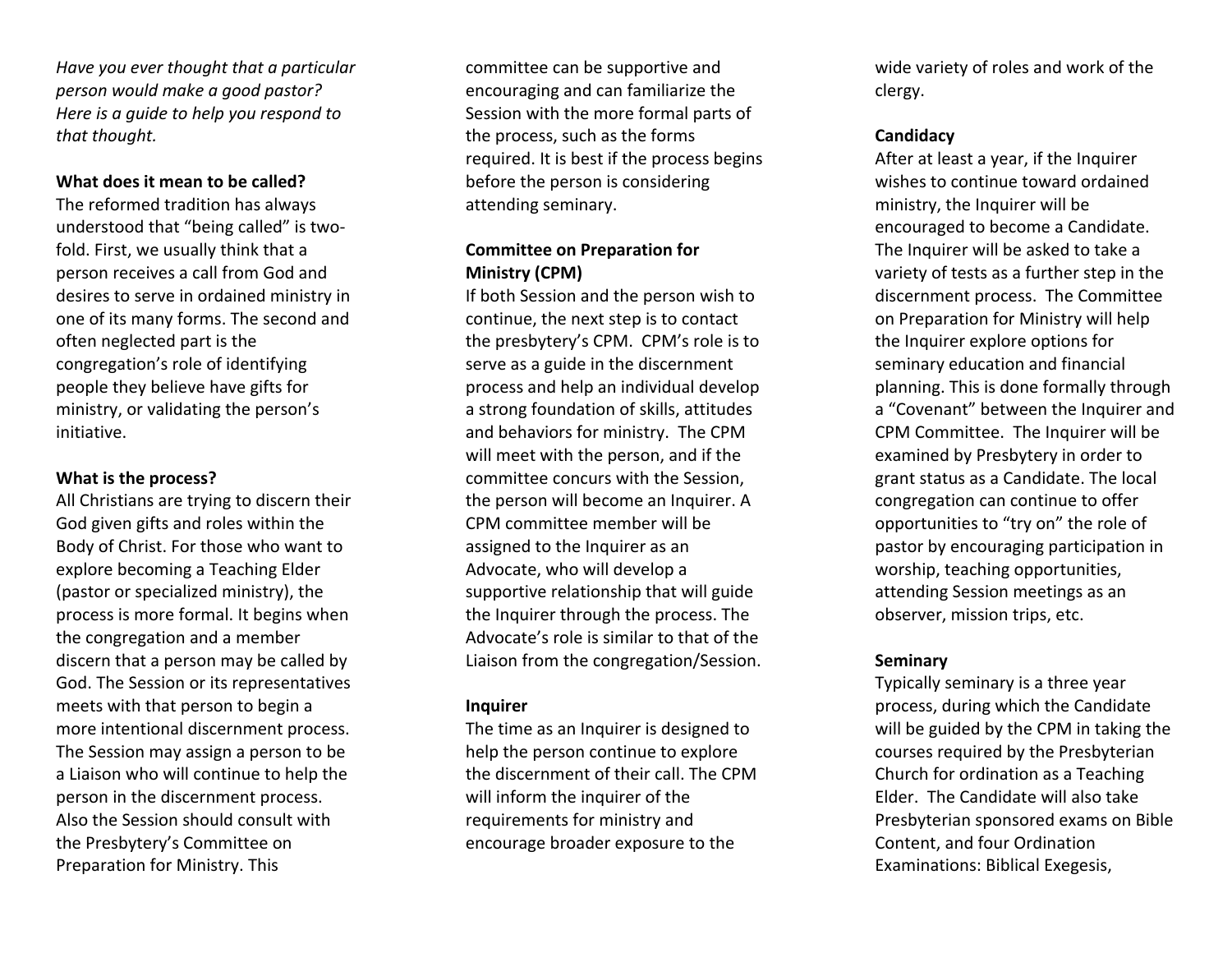*Have you ever thought that a particular person would make a good pastor? Here is a guide to help you respond to that thought.*

**What does it mean to be called?**

The reformed tradition has always understood that "being called" is two-fold. First, we usually think that a person receives a call from God and desires to serve in ordained ministry in one of its many forms. The second and often neglected part is the congregation's role of identifying people they believe have gifts for ministry, or validating the person's initiative.

**What is the process?**

All Christians are trying to discern their God given gifts and roles within the Body of Christ. For those who want to explore becoming a Teaching Elder (pastor or specialized ministry), the process is more formal. It begins when the congregation and a member discern that a person may be called by God. The Session or its representatives meets with that person to begin a more intentional discernment process. The Session may assign a person to be a Liaison who will continue to help the person in the discernment process. Also the Session should consult with the Presbytery's Committee on Preparation for Ministry. This committee can be supportive and encouraging and can familiarize the Session with the more formal parts of the process, such as the forms required. It is best if the process begins before the person is considering attending seminary.

**Committee on Preparation for Ministry (CPM)**

If both Session and the person wish to continue, the next step is to contact the presbytery's CPM. CPM's role is to serve as a guide in the discernment process and help an individual develop a strong foundation of skills, attitudes and behaviors for ministry. The CPM will meet with the person, and if the committee concurs with the Session, the person will become an Inquirer. A CPM committee member will be assigned to the Inquirer as an Advocate, who will develop a supportive relationship that will guide the Inquirer through the process. The Advocate's role is similar to that of the Liaison from the congregation/Session.

**Inquirer**

The time as an Inquirer is designed to help the person continue to explore the discernment of their call. The CPM will inform the inquirer of the requirements for ministry and encourage broader exposure to the wide variety of roles and work of the clergy.

**Candidacy**

After at least a year, if the Inquirer wishes to continue toward ordained ministry, the Inquirer will be encouraged to become a Candidate. The Inquirer will be asked to take a variety of tests as a further step in the discernment process. The Committee on Preparation for Ministry will help the Inquirer explore options for seminary education and financial planning. This is done formally through a "Covenant" between the Inquirer and CPM Committee. The Inquirer will be examined by Presbytery in order to grant status as a Candidate. The local congregation can continue to offer opportunities to "try on" the role of pastor by encouraging participation in worship, teaching opportunities, attending Session meetings as an observer, mission trips, etc.

**Seminary**

Typically seminary is a three year process, during which the Candidate will be guided by the CPM in taking the courses required by the Presbyterian Church for ordination as a Teaching Elder. The Candidate will also take Presbyterian sponsored exams on Bible Content, and four Ordination Examinations: Biblical Exegesis,